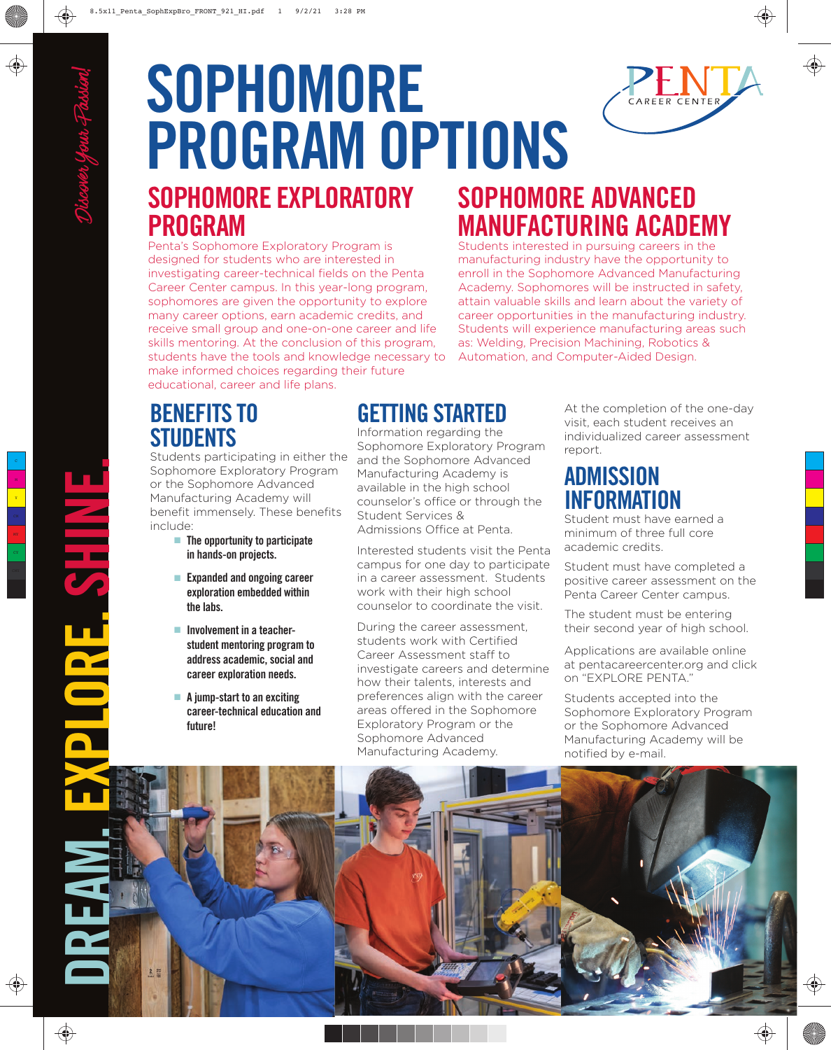# SOPHOMORE PROGRAM OPTIONS

PENTA CAREER CENTER

Discover Your Passion!

DREAM. EXPLORE. SHINE.

## SOPHOMORE EXPLORATORY PROGRAM

Penta's Sophomore Exploratory Program is designed for students who are interested in investigating career-technical fields on the Penta Career Center campus. In this year-long program, sophomores are given the opportunity to explore many career options, earn academic credits, and receive small group and one-on-one career and life skills mentoring. At the conclusion of this program, students have the tools and knowledge necessary to make informed choices regarding their future educational, career and life plans.

## SOPHOMORE ADVANCED MANUFACTURING ACADEMY

Students interested in pursuing careers in the manufacturing industry have the opportunity to enroll in the Sophomore Advanced Manufacturing Academy. Sophomores will be instructed in safety, attain valuable skills and learn about the variety of career opportunities in the manufacturing industry. Students will experience manufacturing areas such as: Welding, Precision Machining, Robotics & Automation, and Computer-Aided Design.

### BENEFITS TO STUDENTS

Students participating in either the Sophomore Exploratory Program or the Sophomore Advanced Manufacturing Academy will benefit immensely. These benefits include:

- **The opportunity to participate in hands-on projects.**
- **Expanded and ongoing career exploration embedded within the labs.**
- **Involvement in a teacher-student mentoring program to address academic, social and career exploration needs.**
- **A jump-start to an exciting career-technical education and future!**

### GETTING STARTED

Information regarding the Sophomore Exploratory Program and the Sophomore Advanced Manufacturing Academy is available in the high school counselor's office or through the Student Services & Admissions Office at Penta.

Interested students visit the Penta campus for one day to participate in a career assessment. Students work with their high school counselor to coordinate the visit.

During the career assessment, students work with Certified Career Assessment staff to investigate careers and determine how their talents, interests and preferences align with the career areas offered in the Sophomore Exploratory Program or the Sophomore Advanced Manufacturing Academy.

At the completion of the one-day visit, each student receives an individualized career assessment report.

### ADMISSION INFORMATION

Student must have earned a minimum of three full core academic credits.

Student must have completed a positive career assessment on the Penta Career Center campus.

The student must be entering their second year of high school.

Applications are available online at pentacareercenter.org and click on "EXPLORE PENTA."

Students accepted into the Sophomore Exploratory Program or the Sophomore Advanced Manufacturing Academy will be notified by e-mail.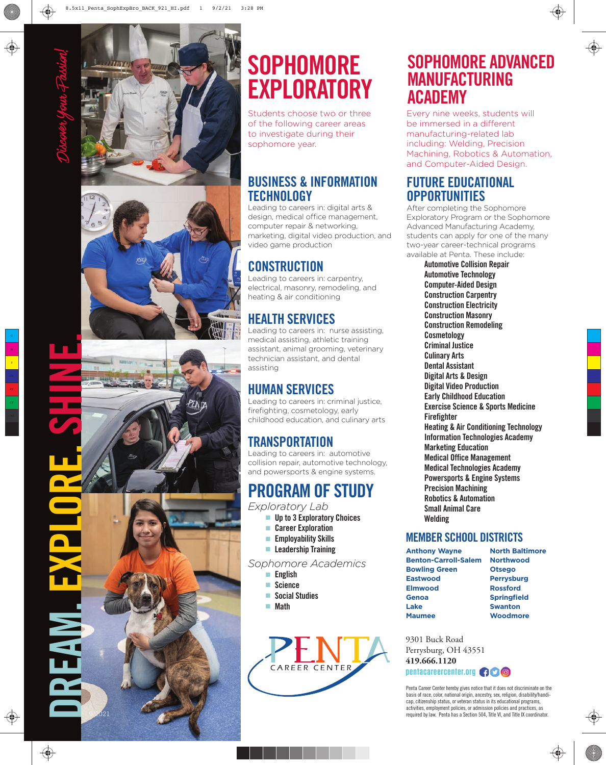Discover Your Passion!

DREAM. EXPLORE. SHINE.

# SOPHOMORE EXPLORATORY

Students choose two or three of the following career areas to investigate during their sophomore year.

## BUSINESS & INFORMATION TECHNOLOGY

Leading to careers in: digital arts & design, medical office management, computer repair & networking, marketing, digital video production, and video game production

## CONSTRUCTION

Leading to careers in: carpentry, electrical, masonry, remodeling, and heating & air conditioning

## HEALTH SERVICES

Leading to careers in: nurse assisting, medical assisting, athletic training assistant, animal grooming, veterinary technician assistant, and dental assisting

## HUMAN SERVICES

Leading to careers in: criminal justice, firefighting, cosmetology, early childhood education, and culinary arts

## TRANSPORTATION

Leading to careers in: automotive collision repair, automotive technology, and powersports & engine systems.

## PROGRAM OF STUDY

*Exploratory Lab*

- Up to 3 Exploratory Choices
- Career Exploration
- Employability Skills
- Leadership Training

*Sophomore Academics*

- English
- Science
- Social Studies
- Math

PENTA CAREER CENTER

# SOPHOMORE ADVANCED MANUFACTURING ACADEMY

Every nine weeks, students will be immersed in a different manufacturing-related lab including: Welding, Precision Machining, Robotics & Automation, and Computer-Aided Design.

## FUTURE EDUCATIONAL OPPORTUNITIES

After completing the Sophomore Exploratory Program or the Sophomore Advanced Manufacturing Academy, students can apply for one of the many two-year career-technical programs available at Penta. These include:

- Automotive Collision Repair
- Automotive Technology
- Computer-Aided Design
- Construction Carpentry
- Construction Electricity
- Construction Masonry
- Construction Remodeling
- Cosmetology
- Criminal Justice
- Culinary Arts
- Dental Assistant
- Digital Arts & Design
- Digital Video Production
- Early Childhood Education
- Exercise Science & Sports Medicine
- Firefighter
- Heating & Air Conditioning Technology
- Information Technologies Academy
- Marketing Education
- Medical Office Management
- Medical Technologies Academy
- Powersports & Engine Systems
- Precision Machining
- Robotics & Automation
- Small Animal Care
- Welding

## MEMBER SCHOOL DISTRICTS

| | |
|---|---|
| Anthony Wayne | North Baltimore |
| Benton-Carroll-Salem | Northwood |
| Bowling Green | Otsego |
| Eastwood | Perrysburg |
| Elmwood | Rossford |
| Genoa | Springfield |
| Lake | Swanton |
| Maumee | Woodmore |

9301 Buck Road
Perrysburg, OH 43551
**419.666.1120**
pentacareercenter.org

Penta Career Center hereby gives notice that it does not discriminate on the basis of race, color, national origin, ancestry, sex, religion, disability/handicap, citizenship status, or veteran status in its educational programs, activities, employment policies, or admission policies and practices, as required by law. Penta has a Section 504, Title VI, and Title IX coordinator.

9/2021